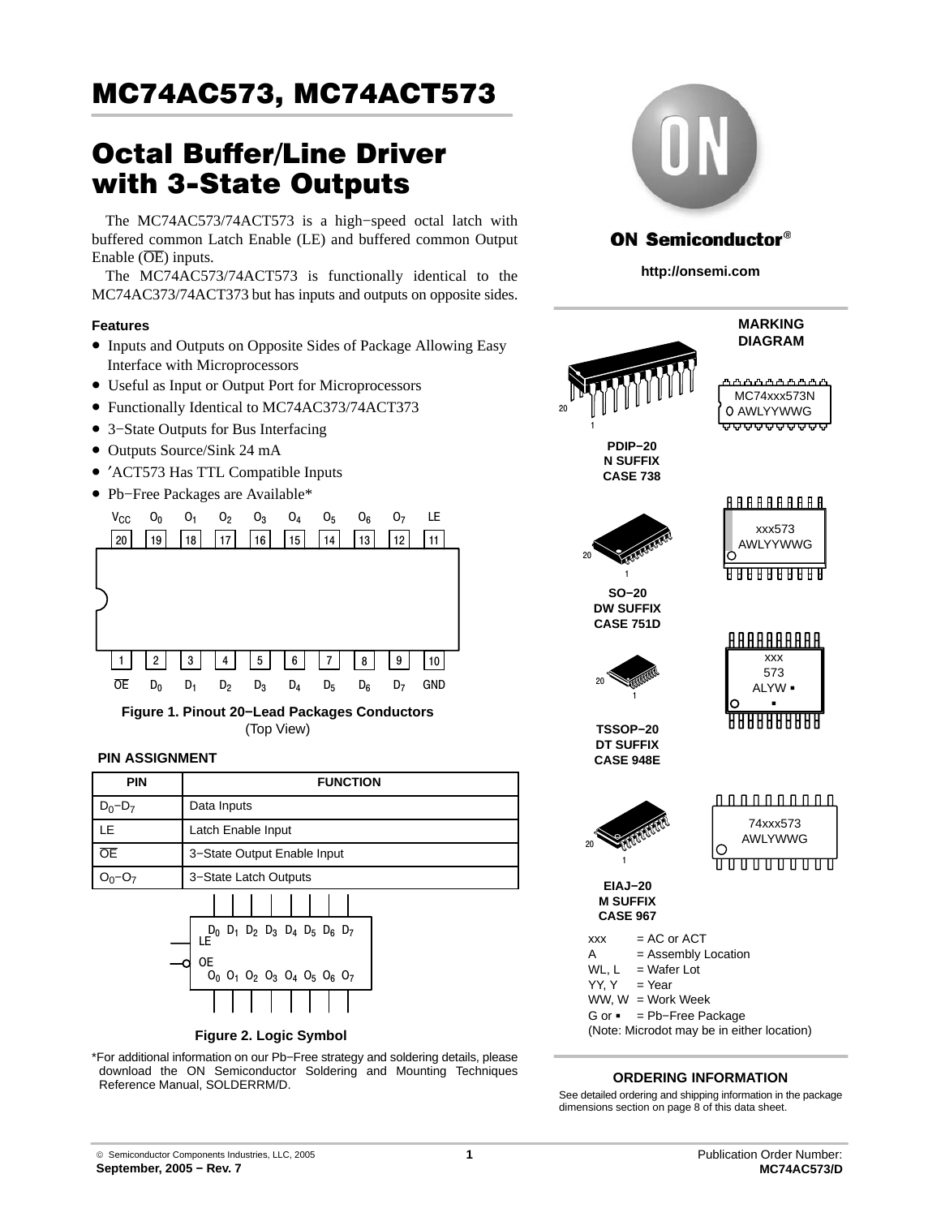# MC74AC573, MC74ACT573

# Octal Buffer/Line Driver with 3-State Outputs

The MC74AC573/74ACT573 is a high−speed octal latch with buffered common Latch Enable (LE) and buffered common Output Enable ($\overline{OE}$) inputs.

The MC74AC573/74ACT573 is functionally identical to the MC74AC373/74ACT373 but has inputs and outputs on opposite sides.

**Features**

- Inputs and Outputs on Opposite Sides of Package Allowing Easy Interface with Microprocessors
- Useful as Input or Output Port for Microprocessors
- Functionally Identical to MC74AC373/74ACT373
- 3−State Outputs for Bus Interfacing
- Outputs Source/Sink 24 mA
- ′ACT573 Has TTL Compatible Inputs
- Pb−Free Packages are Available*

| 20 | 19 | 18 | 17 | 16 | 15 | 14 | 13 | 12 | 11 |
|---|---|---|---|---|---|---|---|---|---|
| $V_{CC}$ | $O_0$ | $O_1$ | $O_2$ | $O_3$ | $O_4$ | $O_5$ | $O_6$ | $O_7$ | LE |
| 1 | 2 | 3 | 4 | 5 | 6 | 7 | 8 | 9 | 10 |
| $\overline{OE}$ | $D_0$ | $D_1$ | $D_2$ | $D_3$ | $D_4$ | $D_5$ | $D_6$ | $D_7$ | GND |

**Figure 1. Pinout 20−Lead Packages Conductors**
(Top View)

**PIN ASSIGNMENT**

| PIN | FUNCTION |
|---|---|
| $D_0$−$D_7$ | Data Inputs |
| LE | Latch Enable Input |
| $\overline{OE}$ | 3−State Output Enable Input |
| $O_0$−$O_7$ | 3−State Latch Outputs |

**Figure 2. Logic Symbol**

*For additional information on our Pb−Free strategy and soldering details, please download the ON Semiconductor Soldering and Mounting Techniques Reference Manual, SOLDERRM/D.

**ON Semiconductor®**

**http://onsemi.com**

**MARKING DIAGRAM**

**PDIP−20 N SUFFIX CASE 738** — MC74xxx573N AWLYYWWG

**SO−20 DW SUFFIX CASE 751D** — xxx573 AWLYYWWG

**TSSOP−20 DT SUFFIX CASE 948E** — xxx 573 ALYW ▪ ▪

**EIAJ−20 M SUFFIX CASE 967** — 74xxx573 AWLYWWG

xxx = AC or ACT
A = Assembly Location
WL, L = Wafer Lot
YY, Y = Year
WW, W = Work Week
G or ▪ = Pb−Free Package
(Note: Microdot may be in either location)

**ORDERING INFORMATION**

See detailed ordering and shipping information in the package dimensions section on page 8 of this data sheet.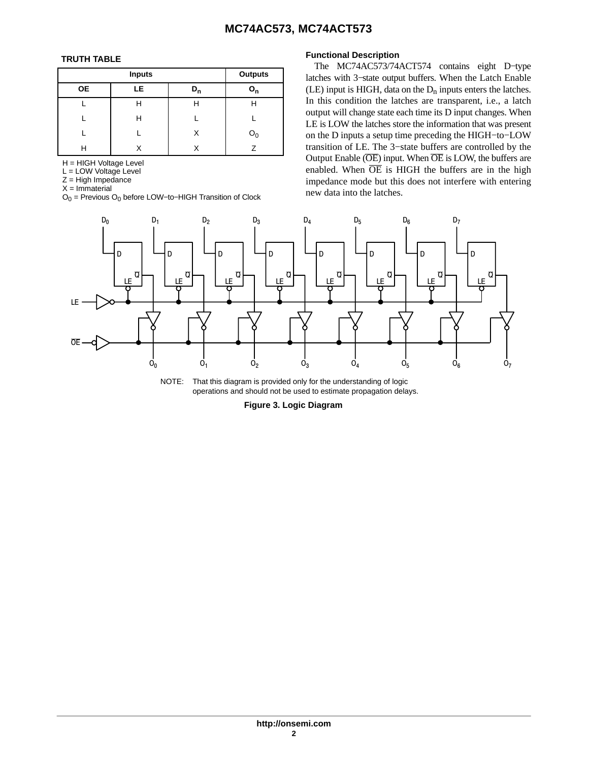## TRUTH TABLE

| Inputs | | | Outputs |
|---|---|---|---|
| OE | LE | $D_n$ | $O_n$ |
| L | H | H | H |
| L | H | L | L |
| L | L | X | $O_0$ |
| H | X | X | Z |

H = HIGH Voltage Level
L = LOW Voltage Level
Z = High Impedance
X = Immaterial
$O_0$ = Previous $O_0$ before LOW−to−HIGH Transition of Clock

### Functional Description

The MC74AC573/74ACT574 contains eight D−type latches with 3−state output buffers. When the Latch Enable (LE) input is HIGH, data on the $D_n$ inputs enters the latches. In this condition the latches are transparent, i.e., a latch output will change state each time its D input changes. When LE is LOW the latches store the information that was present on the D inputs a setup time preceding the HIGH−to−LOW transition of LE. The 3−state buffers are controlled by the Output Enable ($\overline{OE}$) input. When $\overline{OE}$ is LOW, the buffers are enabled. When $\overline{OE}$ is HIGH the buffers are in the high impedance mode but this does not interfere with entering new data into the latches.

NOTE: That this diagram is provided only for the understanding of logic operations and should not be used to estimate propagation delays.

**Figure 3. Logic Diagram**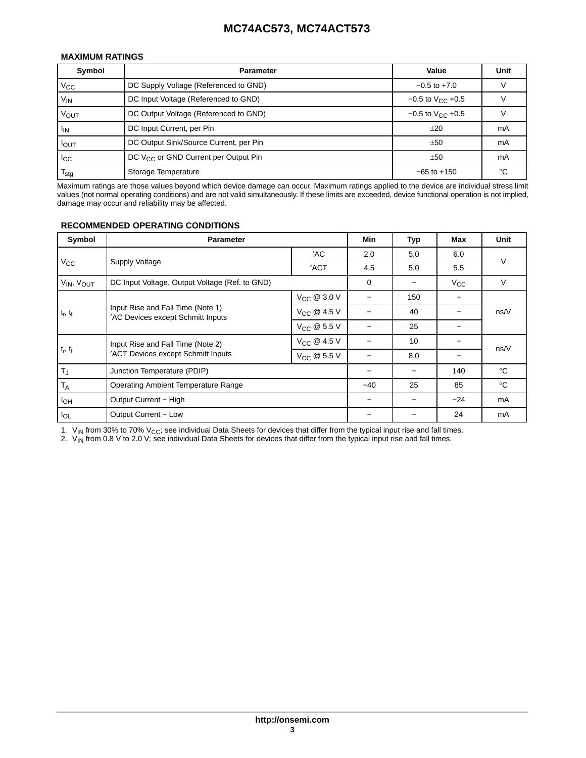## MAXIMUM RATINGS

| Symbol | Parameter | Value | Unit |
|---|---|---|---|
| $V_{CC}$ | DC Supply Voltage (Referenced to GND) | −0.5 to +7.0 | V |
| $V_{IN}$ | DC Input Voltage (Referenced to GND) | −0.5 to $V_{CC}$ +0.5 | V |
| $V_{OUT}$ | DC Output Voltage (Referenced to GND) | −0.5 to $V_{CC}$ +0.5 | V |
| $I_{IN}$ | DC Input Current, per Pin | ±20 | mA |
| $I_{OUT}$ | DC Output Sink/Source Current, per Pin | ±50 | mA |
| $I_{CC}$ | DC $V_{CC}$ or GND Current per Output Pin | ±50 | mA |
| $T_{stg}$ | Storage Temperature | −65 to +150 | °C |

Maximum ratings are those values beyond which device damage can occur. Maximum ratings applied to the device are individual stress limit values (not normal operating conditions) and are not valid simultaneously. If these limits are exceeded, device functional operation is not implied, damage may occur and reliability may be affected.

## RECOMMENDED OPERATING CONDITIONS

| Symbol | Parameter | | Min | Typ | Max | Unit |
|---|---|---|---|---|---|---|
| $V_{CC}$ | Supply Voltage | ′AC | 2.0 | 5.0 | 6.0 | V |
| | | ′ACT | 4.5 | 5.0 | 5.5 | |
| $V_{IN}$, $V_{OUT}$ | DC Input Voltage, Output Voltage (Ref. to GND) | | 0 | − | $V_{CC}$ | V |
| $t_r$, $t_f$ | Input Rise and Fall Time (Note 1) ′AC Devices except Schmitt Inputs | $V_{CC}$ @ 3.0 V | − | 150 | − | ns/V |
| | | $V_{CC}$ @ 4.5 V | − | 40 | − | |
| | | $V_{CC}$ @ 5.5 V | − | 25 | − | |
| $t_r$, $t_f$ | Input Rise and Fall Time (Note 2) ′ACT Devices except Schmitt Inputs | $V_{CC}$ @ 4.5 V | − | 10 | − | ns/V |
| | | $V_{CC}$ @ 5.5 V | − | 8.0 | − | |
| $T_J$ | Junction Temperature (PDIP) | | − | − | 140 | °C |
| $T_A$ | Operating Ambient Temperature Range | | −40 | 25 | 85 | °C |
| $I_{OH}$ | Output Current − High | | − | − | −24 | mA |
| $I_{OL}$ | Output Current − Low | | − | − | 24 | mA |

1. $V_{IN}$ from 30% to 70% $V_{CC}$; see individual Data Sheets for devices that differ from the typical input rise and fall times.
2. $V_{IN}$ from 0.8 V to 2.0 V; see individual Data Sheets for devices that differ from the typical input rise and fall times.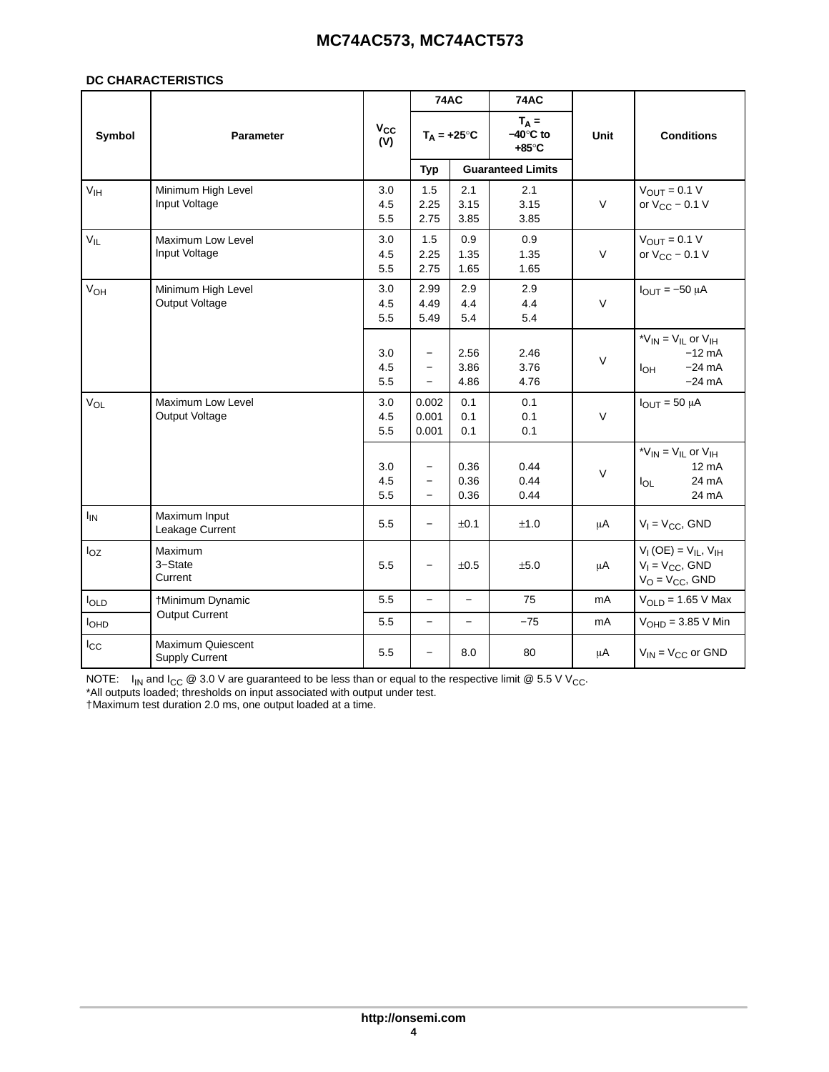## DC CHARACTERISTICS

| Symbol | Parameter | $V_{CC}$ (V) | 74AC | | 74AC | Unit | Conditions |
|---|---|---|---|---|---|---|---|
| | | | $T_A = +25°C$ | | $T_A = -40°C$ to $+85°C$ | | |
| | | | Typ | Guaranteed Limits | | | |
| $V_{IH}$ | Minimum High Level Input Voltage | 3.0<br>4.5<br>5.5 | 1.5<br>2.25<br>2.75 | 2.1<br>3.15<br>3.85 | 2.1<br>3.15<br>3.85 | V | $V_{OUT}$ = 0.1 V or $V_{CC}$ − 0.1 V |
| $V_{IL}$ | Maximum Low Level Input Voltage | 3.0<br>4.5<br>5.5 | 1.5<br>2.25<br>2.75 | 0.9<br>1.35<br>1.65 | 0.9<br>1.35<br>1.65 | V | $V_{OUT}$ = 0.1 V or $V_{CC}$ − 0.1 V |
| $V_{OH}$ | Minimum High Level Output Voltage | 3.0<br>4.5<br>5.5 | 2.99<br>4.49<br>5.49 | 2.9<br>4.4<br>5.4 | 2.9<br>4.4<br>5.4 | V | $I_{OUT}$ = −50 μA |
| | | 3.0<br>4.5<br>5.5 | −<br>−<br>− | 2.56<br>3.86<br>4.86 | 2.46<br>3.76<br>4.76 | V | *$V_{IN}$ = $V_{IL}$ or $V_{IH}$<br>−12 mA<br>$I_{OH}$ −24 mA<br>−24 mA |
| $V_{OL}$ | Maximum Low Level Output Voltage | 3.0<br>4.5<br>5.5 | 0.002<br>0.001<br>0.001 | 0.1<br>0.1<br>0.1 | 0.1<br>0.1<br>0.1 | V | $I_{OUT}$ = 50 μA |
| | | 3.0<br>4.5<br>5.5 | −<br>−<br>− | 0.36<br>0.36<br>0.36 | 0.44<br>0.44<br>0.44 | V | *$V_{IN}$ = $V_{IL}$ or $V_{IH}$<br>12 mA<br>$I_{OL}$ 24 mA<br>24 mA |
| $I_{IN}$ | Maximum Input Leakage Current | 5.5 | − | ±0.1 | ±1.0 | μA | $V_I$ = $V_{CC}$, GND |
| $I_{OZ}$ | Maximum 3−State Current | 5.5 | − | ±0.5 | ±5.0 | μA | $V_I$ (OE) = $V_{IL}$, $V_{IH}$<br>$V_I$ = $V_{CC}$, GND<br>$V_O$ = $V_{CC}$, GND |
| $I_{OLD}$ | †Minimum Dynamic Output Current | 5.5 | − | − | 75 | mA | $V_{OLD}$ = 1.65 V Max |
| $I_{OHD}$ | | 5.5 | − | − | −75 | mA | $V_{OHD}$ = 3.85 V Min |
| $I_{CC}$ | Maximum Quiescent Supply Current | 5.5 | − | 8.0 | 80 | μA | $V_{IN}$ = $V_{CC}$ or GND |

NOTE: $I_{IN}$ and $I_{CC}$ @ 3.0 V are guaranteed to be less than or equal to the respective limit @ 5.5 V $V_{CC}$.
*All outputs loaded; thresholds on input associated with output under test.
†Maximum test duration 2.0 ms, one output loaded at a time.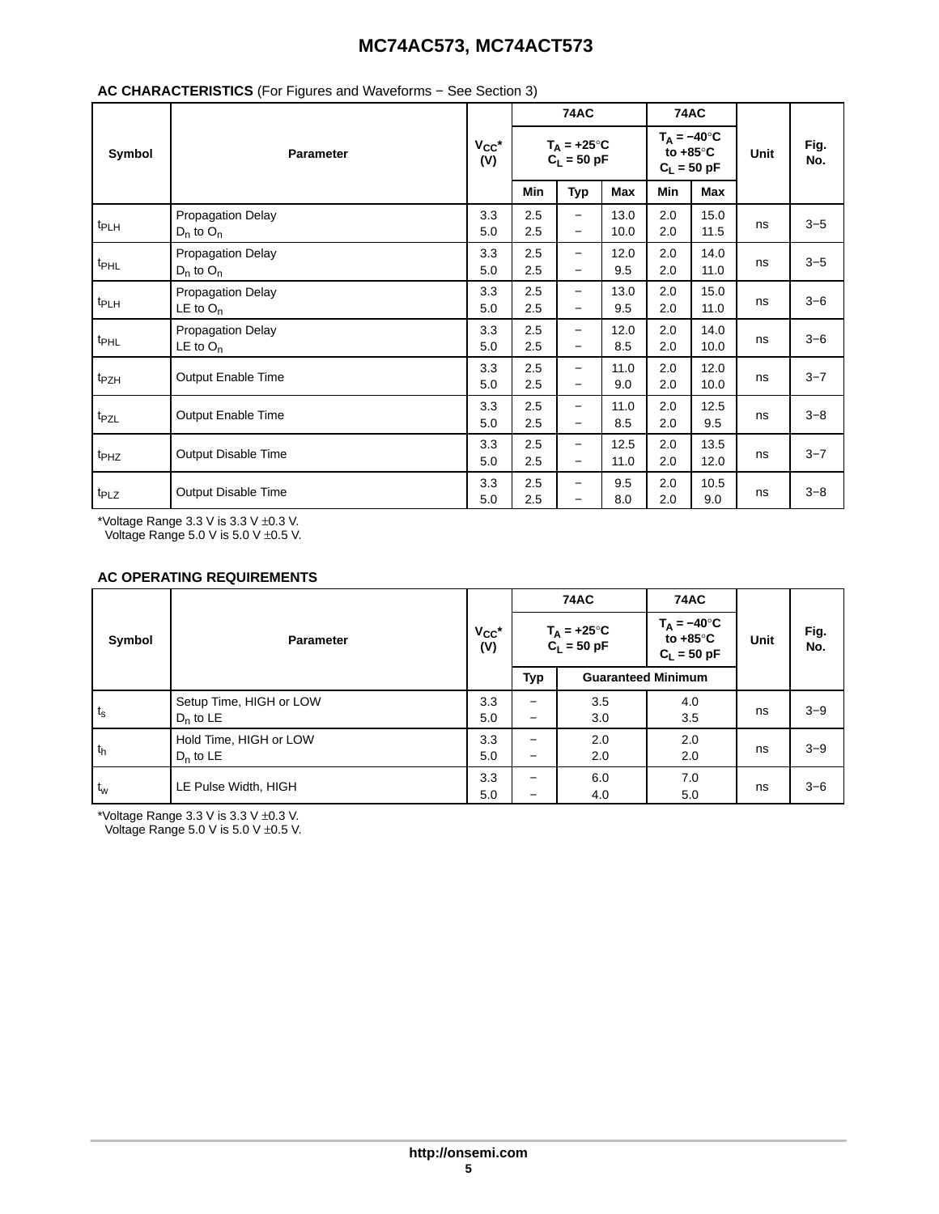**AC CHARACTERISTICS** (For Figures and Waveforms − See Section 3)

| Symbol | Parameter | $V_{CC}$* (V) | 74AC $T_A = +25°C$ $C_L = 50$ pF | | | 74AC $T_A = −40°C$ to $+85°C$ $C_L = 50$ pF | | Unit | Fig. No. |
|---|---|---|---|---|---|---|---|---|---|
| | | | Min | Typ | Max | Min | Max | | |
| $t_{PLH}$ | Propagation Delay $D_n$ to $O_n$ | 3.3<br>5.0 | 2.5<br>2.5 | −<br>− | 13.0<br>10.0 | 2.0<br>2.0 | 15.0<br>11.5 | ns | 3−5 |
| $t_{PHL}$ | Propagation Delay $D_n$ to $O_n$ | 3.3<br>5.0 | 2.5<br>2.5 | −<br>− | 12.0<br>9.5 | 2.0<br>2.0 | 14.0<br>11.0 | ns | 3−5 |
| $t_{PLH}$ | Propagation Delay LE to $O_n$ | 3.3<br>5.0 | 2.5<br>2.5 | −<br>− | 13.0<br>9.5 | 2.0<br>2.0 | 15.0<br>11.0 | ns | 3−6 |
| $t_{PHL}$ | Propagation Delay LE to $O_n$ | 3.3<br>5.0 | 2.5<br>2.5 | −<br>− | 12.0<br>8.5 | 2.0<br>2.0 | 14.0<br>10.0 | ns | 3−6 |
| $t_{PZH}$ | Output Enable Time | 3.3<br>5.0 | 2.5<br>2.5 | −<br>− | 11.0<br>9.0 | 2.0<br>2.0 | 12.0<br>10.0 | ns | 3−7 |
| $t_{PZL}$ | Output Enable Time | 3.3<br>5.0 | 2.5<br>2.5 | −<br>− | 11.0<br>8.5 | 2.0<br>2.0 | 12.5<br>9.5 | ns | 3−8 |
| $t_{PHZ}$ | Output Disable Time | 3.3<br>5.0 | 2.5<br>2.5 | −<br>− | 12.5<br>11.0 | 2.0<br>2.0 | 13.5<br>12.0 | ns | 3−7 |
| $t_{PLZ}$ | Output Disable Time | 3.3<br>5.0 | 2.5<br>2.5 | −<br>− | 9.5<br>8.0 | 2.0<br>2.0 | 10.5<br>9.0 | ns | 3−8 |

*Voltage Range 3.3 V is 3.3 V ±0.3 V.
Voltage Range 5.0 V is 5.0 V ±0.5 V.

**AC OPERATING REQUIREMENTS**

| Symbol | Parameter | $V_{CC}$* (V) | 74AC $T_A = +25°C$ $C_L = 50$ pF | | 74AC $T_A = −40°C$ to $+85°C$ $C_L = 50$ pF | Unit | Fig. No. |
|---|---|---|---|---|---|---|---|
| | | | Typ | Guaranteed Minimum | | | |
| $t_s$ | Setup Time, HIGH or LOW $D_n$ to LE | 3.3<br>5.0 | −<br>− | 3.5<br>3.0 | 4.0<br>3.5 | ns | 3−9 |
| $t_h$ | Hold Time, HIGH or LOW $D_n$ to LE | 3.3<br>5.0 | −<br>− | 2.0<br>2.0 | 2.0<br>2.0 | ns | 3−9 |
| $t_w$ | LE Pulse Width, HIGH | 3.3<br>5.0 | −<br>− | 6.0<br>4.0 | 7.0<br>5.0 | ns | 3−6 |

*Voltage Range 3.3 V is 3.3 V ±0.3 V.
Voltage Range 5.0 V is 5.0 V ±0.5 V.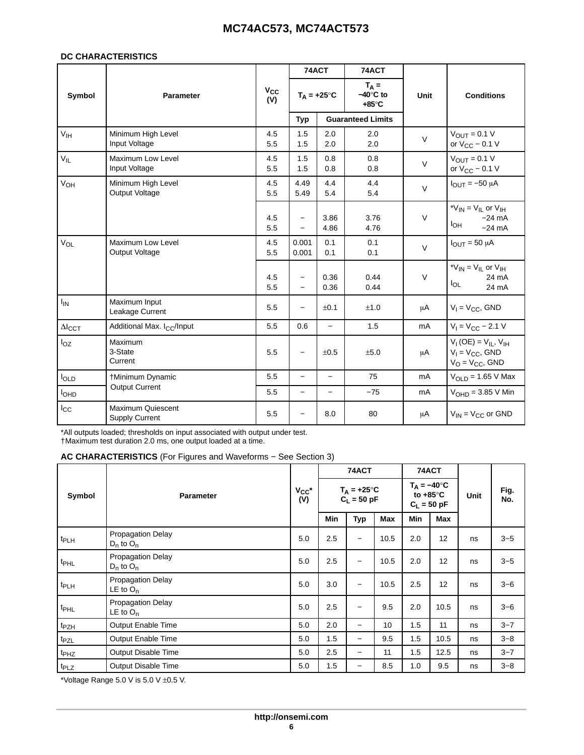**DC CHARACTERISTICS**

| Symbol | Parameter | $V_{CC}$ (V) | 74ACT | | 74ACT | Unit | Conditions |
|---|---|---|---|---|---|---|---|
| | | | $T_A$ = +25°C | | $T_A$ = −40°C to +85°C | | |
| | | | Typ | Guaranteed Limits | | | |
| $V_{IH}$ | Minimum High Level Input Voltage | 4.5<br>5.5 | 1.5<br>1.5 | 2.0<br>2.0 | 2.0<br>2.0 | V | $V_{OUT}$ = 0.1 V or $V_{CC}$ − 0.1 V |
| $V_{IL}$ | Maximum Low Level Input Voltage | 4.5<br>5.5 | 1.5<br>1.5 | 0.8<br>0.8 | 0.8<br>0.8 | V | $V_{OUT}$ = 0.1 V or $V_{CC}$ − 0.1 V |
| $V_{OH}$ | Minimum High Level Output Voltage | 4.5<br>5.5 | 4.49<br>5.49 | 4.4<br>5.4 | 4.4<br>5.4 | V | $I_{OUT}$ = −50 μA |
| | | 4.5<br>5.5 | −<br>− | 3.86<br>4.86 | 3.76<br>4.76 | V | *$V_{IN}$ = $V_{IL}$ or $V_{IH}$<br>$I_{OH}$ −24 mA<br>−24 mA |
| $V_{OL}$ | Maximum Low Level Output Voltage | 4.5<br>5.5 | 0.001<br>0.001 | 0.1<br>0.1 | 0.1<br>0.1 | V | $I_{OUT}$ = 50 μA |
| | | 4.5<br>5.5 | −<br>− | 0.36<br>0.36 | 0.44<br>0.44 | V | *$V_{IN}$ = $V_{IL}$ or $V_{IH}$<br>$I_{OL}$ 24 mA<br>24 mA |
| $I_{IN}$ | Maximum Input Leakage Current | 5.5 | − | ±0.1 | ±1.0 | μA | $V_I$ = $V_{CC}$, GND |
| $\Delta I_{CCT}$ | Additional Max. $I_{CC}$/Input | 5.5 | 0.6 | − | 1.5 | mA | $V_I$ = $V_{CC}$ − 2.1 V |
| $I_{OZ}$ | Maximum 3-State Current | 5.5 | − | ±0.5 | ±5.0 | μA | $V_I$ (OE) = $V_{IL}$, $V_{IH}$<br>$V_I$ = $V_{CC}$, GND<br>$V_O$ = $V_{CC}$, GND |
| $I_{OLD}$ | †Minimum Dynamic Output Current | 5.5 | − | − | 75 | mA | $V_{OLD}$ = 1.65 V Max |
| $I_{OHD}$ | | 5.5 | − | − | −75 | mA | $V_{OHD}$ = 3.85 V Min |
| $I_{CC}$ | Maximum Quiescent Supply Current | 5.5 | − | 8.0 | 80 | μA | $V_{IN}$ = $V_{CC}$ or GND |

*All outputs loaded; thresholds on input associated with output under test.
†Maximum test duration 2.0 ms, one output loaded at a time.

**AC CHARACTERISTICS** (For Figures and Waveforms − See Section 3)

| Symbol | Parameter | $V_{CC}$* (V) | 74ACT | | | 74ACT | | Unit | Fig. No. |
|---|---|---|---|---|---|---|---|---|---|
| | | | $T_A$ = +25°C, $C_L$ = 50 pF | | | $T_A$ = −40°C to +85°C, $C_L$ = 50 pF | | | |
| | | | Min | Typ | Max | Min | Max | | |
| $t_{PLH}$ | Propagation Delay $D_n$ to $O_n$ | 5.0 | 2.5 | − | 10.5 | 2.0 | 12 | ns | 3−5 |
| $t_{PHL}$ | Propagation Delay $D_n$ to $O_n$ | 5.0 | 2.5 | − | 10.5 | 2.0 | 12 | ns | 3−5 |
| $t_{PLH}$ | Propagation Delay LE to $O_n$ | 5.0 | 3.0 | − | 10.5 | 2.5 | 12 | ns | 3−6 |
| $t_{PHL}$ | Propagation Delay LE to $O_n$ | 5.0 | 2.5 | − | 9.5 | 2.0 | 10.5 | ns | 3−6 |
| $t_{PZH}$ | Output Enable Time | 5.0 | 2.0 | − | 10 | 1.5 | 11 | ns | 3−7 |
| $t_{PZL}$ | Output Enable Time | 5.0 | 1.5 | − | 9.5 | 1.5 | 10.5 | ns | 3−8 |
| $t_{PHZ}$ | Output Disable Time | 5.0 | 2.5 | − | 11 | 1.5 | 12.5 | ns | 3−7 |
| $t_{PLZ}$ | Output Disable Time | 5.0 | 1.5 | − | 8.5 | 1.0 | 9.5 | ns | 3−8 |

*Voltage Range 5.0 V is 5.0 V ±0.5 V.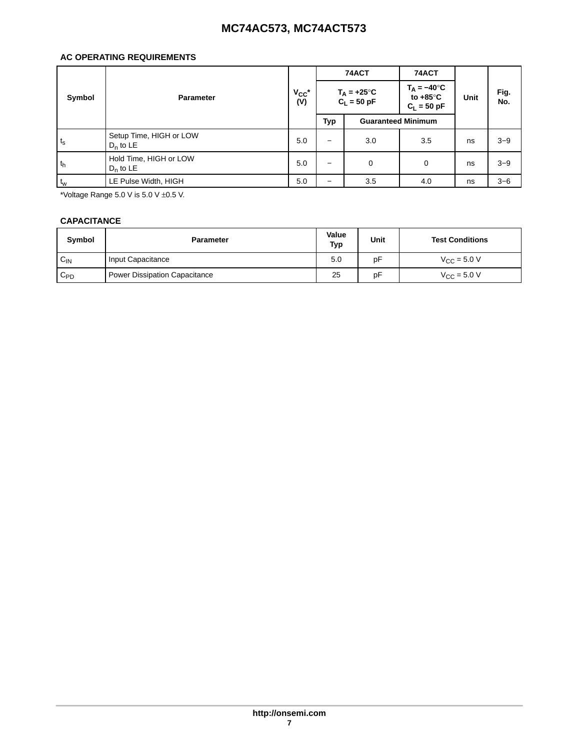## AC OPERATING REQUIREMENTS

| Symbol | Parameter | $V_{CC}$* (V) | 74ACT | | 74ACT | Unit | Fig. No. |
|---|---|---|---|---|---|---|---|
| | | | $T_A = +25°C$ $C_L = 50$ pF | | $T_A = -40°C$ to $+85°C$ $C_L = 50$ pF | | |
| | | | Typ | Guaranteed Minimum | | | |
| $t_s$ | Setup Time, HIGH or LOW $D_n$ to LE | 5.0 | − | 3.0 | 3.5 | ns | 3−9 |
| $t_h$ | Hold Time, HIGH or LOW $D_n$ to LE | 5.0 | − | 0 | 0 | ns | 3−9 |
| $t_w$ | LE Pulse Width, HIGH | 5.0 | − | 3.5 | 4.0 | ns | 3−6 |

*Voltage Range 5.0 V is 5.0 V ±0.5 V.

## CAPACITANCE

| Symbol | Parameter | Value Typ | Unit | Test Conditions |
|---|---|---|---|---|
| $C_{IN}$ | Input Capacitance | 5.0 | pF | $V_{CC} = 5.0$ V |
| $C_{PD}$ | Power Dissipation Capacitance | 25 | pF | $V_{CC} = 5.0$ V |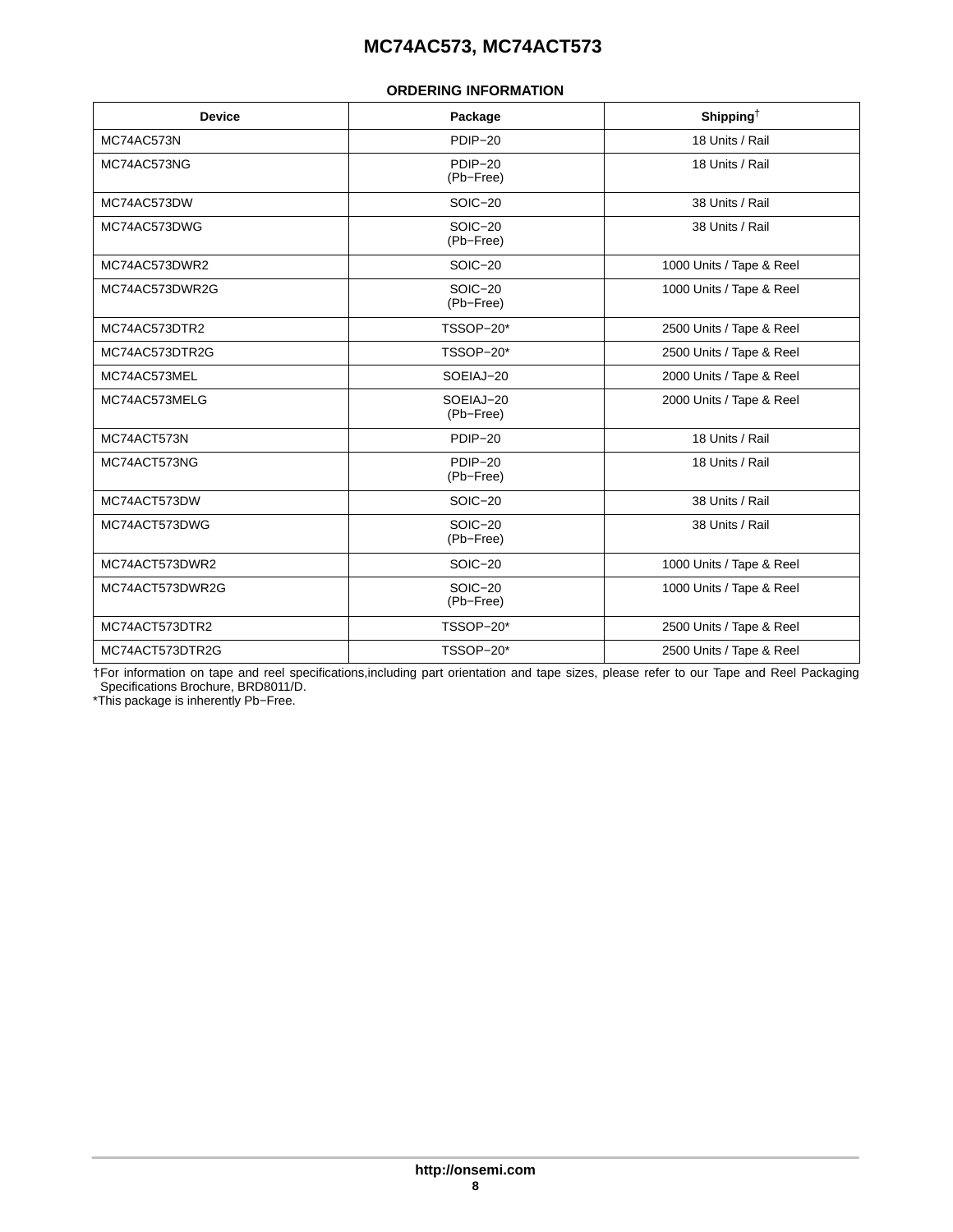## ORDERING INFORMATION

| Device | Package | Shipping† |
|---|---|---|
| MC74AC573N | PDIP−20 | 18 Units / Rail |
| MC74AC573NG | PDIP−20 (Pb−Free) | 18 Units / Rail |
| MC74AC573DW | SOIC−20 | 38 Units / Rail |
| MC74AC573DWG | SOIC−20 (Pb−Free) | 38 Units / Rail |
| MC74AC573DWR2 | SOIC−20 | 1000 Units / Tape & Reel |
| MC74AC573DWR2G | SOIC−20 (Pb−Free) | 1000 Units / Tape & Reel |
| MC74AC573DTR2 | TSSOP−20* | 2500 Units / Tape & Reel |
| MC74AC573DTR2G | TSSOP−20* | 2500 Units / Tape & Reel |
| MC74AC573MEL | SOEIAJ−20 | 2000 Units / Tape & Reel |
| MC74AC573MELG | SOEIAJ−20 (Pb−Free) | 2000 Units / Tape & Reel |
| MC74ACT573N | PDIP−20 | 18 Units / Rail |
| MC74ACT573NG | PDIP−20 (Pb−Free) | 18 Units / Rail |
| MC74ACT573DW | SOIC−20 | 38 Units / Rail |
| MC74ACT573DWG | SOIC−20 (Pb−Free) | 38 Units / Rail |
| MC74ACT573DWR2 | SOIC−20 | 1000 Units / Tape & Reel |
| MC74ACT573DWR2G | SOIC−20 (Pb−Free) | 1000 Units / Tape & Reel |
| MC74ACT573DTR2 | TSSOP−20* | 2500 Units / Tape & Reel |
| MC74ACT573DTR2G | TSSOP−20* | 2500 Units / Tape & Reel |

†For information on tape and reel specifications,including part orientation and tape sizes, please refer to our Tape and Reel Packaging Specifications Brochure, BRD8011/D.

*This package is inherently Pb−Free.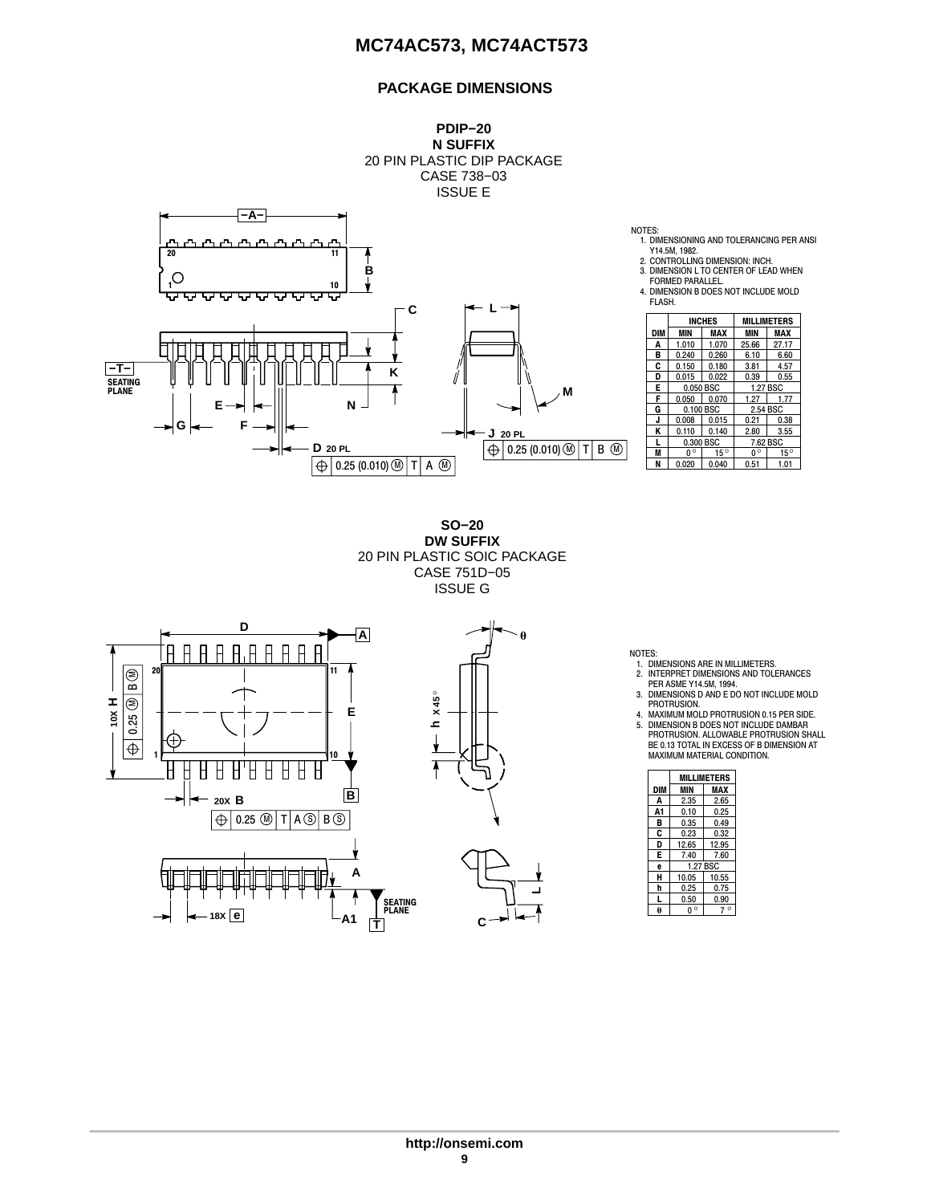## PACKAGE DIMENSIONS

**PDIP−20**
**N SUFFIX**
20 PIN PLASTIC DIP PACKAGE
CASE 738−03
ISSUE E

NOTES:
1. DIMENSIONING AND TOLERANCING PER ANSI Y14.5M, 1982.
2. CONTROLLING DIMENSION: INCH.
3. DIMENSION L TO CENTER OF LEAD WHEN FORMED PARALLEL.
4. DIMENSION B DOES NOT INCLUDE MOLD FLASH.

| DIM | INCHES MIN | INCHES MAX | MILLIMETERS MIN | MILLIMETERS MAX |
|---|---|---|---|---|
| A | 1.010 | 1.070 | 25.66 | 27.17 |
| B | 0.240 | 0.260 | 6.10 | 6.60 |
| C | 0.150 | 0.180 | 3.81 | 4.57 |
| D | 0.015 | 0.022 | 0.39 | 0.55 |
| E | 0.050 BSC | | 1.27 BSC | |
| F | 0.050 | 0.070 | 1.27 | 1.77 |
| G | 0.100 BSC | | 2.54 BSC | |
| J | 0.008 | 0.015 | 0.21 | 0.38 |
| K | 0.110 | 0.140 | 2.80 | 3.55 |
| L | 0.300 BSC | | 7.62 BSC | |
| M | 0° | 15° | 0° | 15° |
| N | 0.020 | 0.040 | 0.51 | 1.01 |

**SO−20**
**DW SUFFIX**
20 PIN PLASTIC SOIC PACKAGE
CASE 751D−05
ISSUE G

NOTES:
1. DIMENSIONS ARE IN MILLIMETERS.
2. INTERPRET DIMENSIONS AND TOLERANCES PER ASME Y14.5M, 1994.
3. DIMENSIONS D AND E DO NOT INCLUDE MOLD PROTRUSION.
4. MAXIMUM MOLD PROTRUSION 0.15 PER SIDE.
5. DIMENSION B DOES NOT INCLUDE DAMBAR PROTRUSION. ALLOWABLE PROTRUSION SHALL BE 0.13 TOTAL IN EXCESS OF B DIMENSION AT MAXIMUM MATERIAL CONDITION.

| DIM | MILLIMETERS MIN | MILLIMETERS MAX |
|---|---|---|
| A | 2.35 | 2.65 |
| A1 | 0.10 | 0.25 |
| B | 0.35 | 0.49 |
| C | 0.23 | 0.32 |
| D | 12.65 | 12.95 |
| E | 7.40 | 7.60 |
| e | 1.27 BSC | |
| H | 10.05 | 10.55 |
| h | 0.25 | 0.75 |
| L | 0.50 | 0.90 |
| θ | 0° | 7° |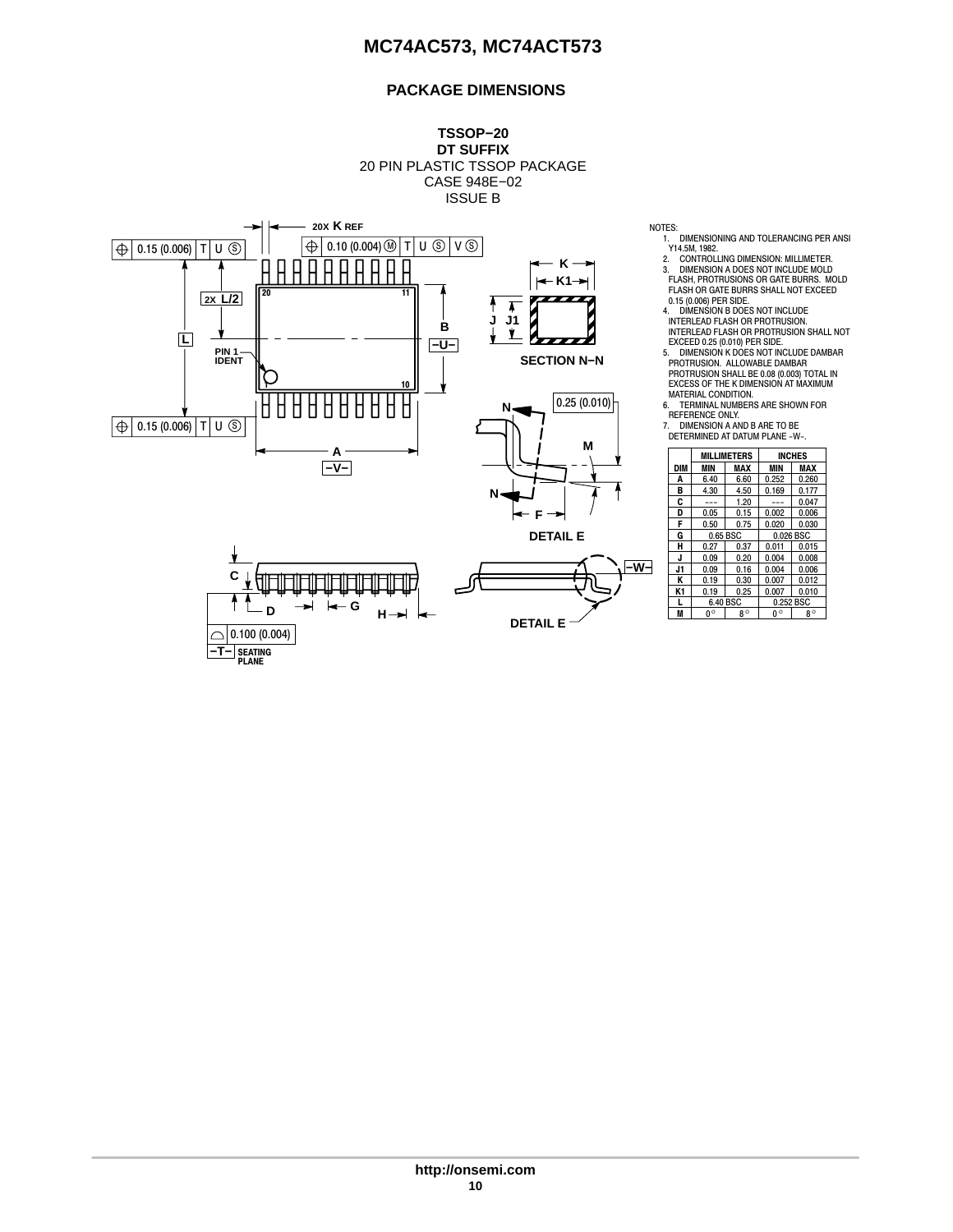## PACKAGE DIMENSIONS

**TSSOP−20**
**DT SUFFIX**
20 PIN PLASTIC TSSOP PACKAGE
CASE 948E−02
ISSUE B

NOTES:
1. DIMENSIONING AND TOLERANCING PER ANSI Y14.5M, 1982.
2. CONTROLLING DIMENSION: MILLIMETER.
3. DIMENSION A DOES NOT INCLUDE MOLD FLASH, PROTRUSIONS OR GATE BURRS. MOLD FLASH OR GATE BURRS SHALL NOT EXCEED 0.15 (0.006) PER SIDE.
4. DIMENSION B DOES NOT INCLUDE INTERLEAD FLASH OR PROTRUSION. INTERLEAD FLASH OR PROTRUSION SHALL NOT EXCEED 0.25 (0.010) PER SIDE.
5. DIMENSION K DOES NOT INCLUDE DAMBAR PROTRUSION. ALLOWABLE DAMBAR PROTRUSION SHALL BE 0.08 (0.003) TOTAL IN EXCESS OF THE K DIMENSION AT MAXIMUM MATERIAL CONDITION.
6. TERMINAL NUMBERS ARE SHOWN FOR REFERENCE ONLY.
7. DIMENSION A AND B ARE TO BE DETERMINED AT DATUM PLANE −W−.

| DIM | MILLIMETERS MIN | MILLIMETERS MAX | INCHES MIN | INCHES MAX |
|---|---|---|---|---|
| A | 6.40 | 6.60 | 0.252 | 0.260 |
| B | 4.30 | 4.50 | 0.169 | 0.177 |
| C | --- | 1.20 | --- | 0.047 |
| D | 0.05 | 0.15 | 0.002 | 0.006 |
| F | 0.50 | 0.75 | 0.020 | 0.030 |
| G | 0.65 BSC | | 0.026 BSC | |
| H | 0.27 | 0.37 | 0.011 | 0.015 |
| J | 0.09 | 0.20 | 0.004 | 0.008 |
| J1 | 0.09 | 0.16 | 0.004 | 0.006 |
| K | 0.19 | 0.30 | 0.007 | 0.012 |
| K1 | 0.19 | 0.25 | 0.007 | 0.010 |
| L | 6.40 BSC | | 0.252 BSC | |
| M | 0° | 8° | 0° | 8° |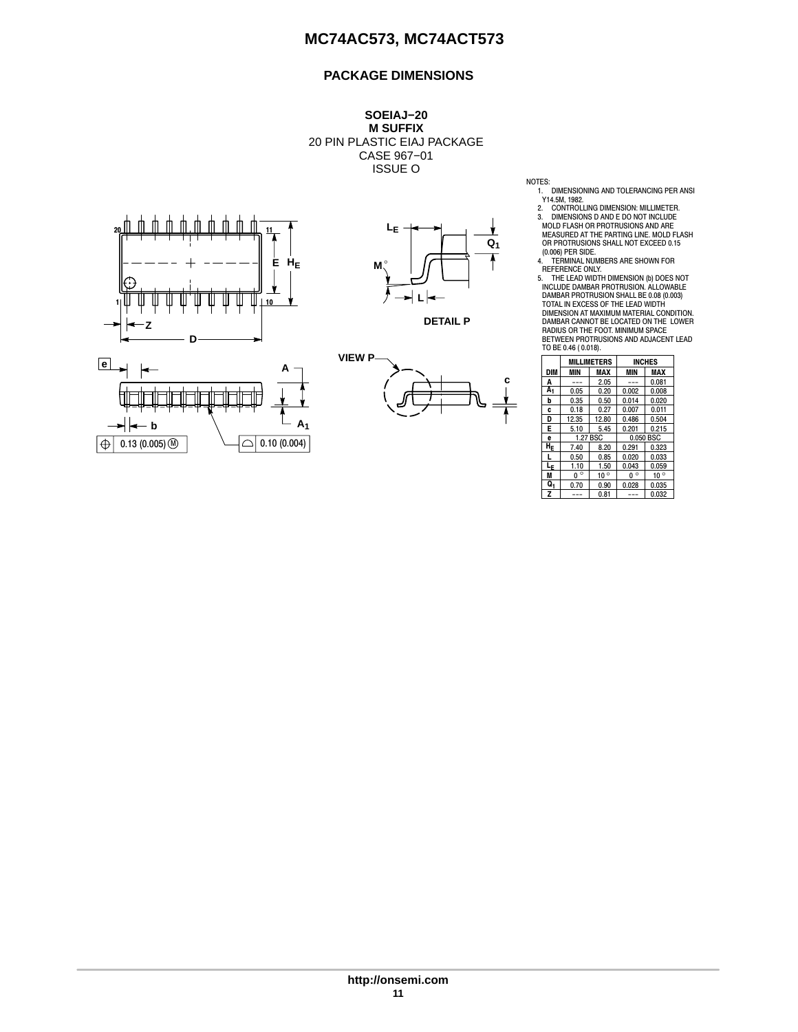## PACKAGE DIMENSIONS

**SOEIAJ−20**
**M SUFFIX**
20 PIN PLASTIC EIAJ PACKAGE
CASE 967−01
ISSUE O

NOTES:
1. DIMENSIONING AND TOLERANCING PER ANSI Y14.5M, 1982.
2. CONTROLLING DIMENSION: MILLIMETER.
3. DIMENSIONS D AND E DO NOT INCLUDE MOLD FLASH OR PROTRUSIONS AND ARE MEASURED AT THE PARTING LINE. MOLD FLASH OR PROTRUSIONS SHALL NOT EXCEED 0.15 (0.006) PER SIDE.
4. TERMINAL NUMBERS ARE SHOWN FOR REFERENCE ONLY.
5. THE LEAD WIDTH DIMENSION (b) DOES NOT INCLUDE DAMBAR PROTRUSION. ALLOWABLE DAMBAR PROTRUSION SHALL BE 0.08 (0.003) TOTAL IN EXCESS OF THE LEAD WIDTH DIMENSION AT MAXIMUM MATERIAL CONDITION. DAMBAR CANNOT BE LOCATED ON THE LOWER RADIUS OR THE FOOT. MINIMUM SPACE BETWEEN PROTRUSIONS AND ADJACENT LEAD TO BE 0.46 ( 0.018).

| DIM | MILLIMETERS | | INCHES | |
|---|---|---|---|---|
| | MIN | MAX | MIN | MAX |
| A | --- | 2.05 | --- | 0.081 |
| $A_1$ | 0.05 | 0.20 | 0.002 | 0.008 |
| b | 0.35 | 0.50 | 0.014 | 0.020 |
| c | 0.18 | 0.27 | 0.007 | 0.011 |
| D | 12.35 | 12.80 | 0.486 | 0.504 |
| E | 5.10 | 5.45 | 0.201 | 0.215 |
| e | 1.27 BSC | | 0.050 BSC | |
| $H_E$ | 7.40 | 8.20 | 0.291 | 0.323 |
| L | 0.50 | 0.85 | 0.020 | 0.033 |
| $L_E$ | 1.10 | 1.50 | 0.043 | 0.059 |
| M | 0° | 10° | 0° | 10° |
| $Q_1$ | 0.70 | 0.90 | 0.028 | 0.035 |
| Z | --- | 0.81 | --- | 0.032 |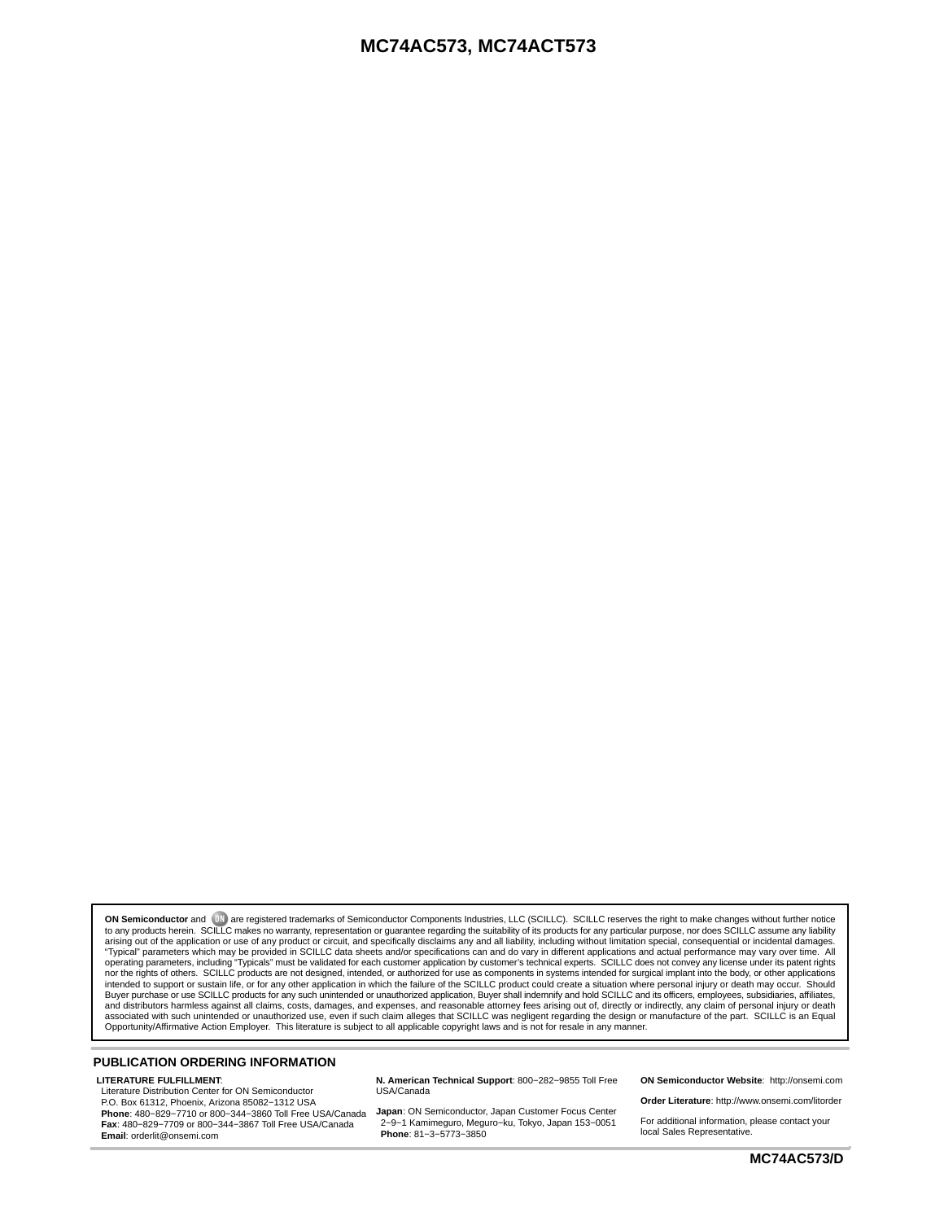**ON Semiconductor** and ON are registered trademarks of Semiconductor Components Industries, LLC (SCILLC). SCILLC reserves the right to make changes without further notice to any products herein. SCILLC makes no warranty, representation or guarantee regarding the suitability of its products for any particular purpose, nor does SCILLC assume any liability arising out of the application or use of any product or circuit, and specifically disclaims any and all liability, including without limitation special, consequential or incidental damages. "Typical" parameters which may be provided in SCILLC data sheets and/or specifications can and do vary in different applications and actual performance may vary over time. All operating parameters, including "Typicals" must be validated for each customer application by customer's technical experts. SCILLC does not convey any license under its patent rights nor the rights of others. SCILLC products are not designed, intended, or authorized for use as components in systems intended for surgical implant into the body, or other applications intended to support or sustain life, or for any other application in which the failure of the SCILLC product could create a situation where personal injury or death may occur. Should Buyer purchase or use SCILLC products for any such unintended or unauthorized application, Buyer shall indemnify and hold SCILLC and its officers, employees, subsidiaries, affiliates, and distributors harmless against all claims, costs, damages, and expenses, and reasonable attorney fees arising out of, directly or indirectly, any claim of personal injury or death associated with such unintended or unauthorized use, even if such claim alleges that SCILLC was negligent regarding the design or manufacture of the part. SCILLC is an Equal Opportunity/Affirmative Action Employer. This literature is subject to all applicable copyright laws and is not for resale in any manner.

## PUBLICATION ORDERING INFORMATION

**LITERATURE FULFILLMENT**:
Literature Distribution Center for ON Semiconductor
P.O. Box 61312, Phoenix, Arizona 85082−1312 USA
**Phone**: 480−829−7710 or 800−344−3860 Toll Free USA/Canada
**Fax**: 480−829−7709 or 800−344−3867 Toll Free USA/Canada
**Email**: orderlit@onsemi.com

**N. American Technical Support**: 800−282−9855 Toll Free USA/Canada

**Japan**: ON Semiconductor, Japan Customer Focus Center
2−9−1 Kamimeguro, Meguro−ku, Tokyo, Japan 153−0051
**Phone**: 81−3−5773−3850

**ON Semiconductor Website**: http://onsemi.com

**Order Literature**: http://www.onsemi.com/litorder

For additional information, please contact your local Sales Representative.

MC74AC573/D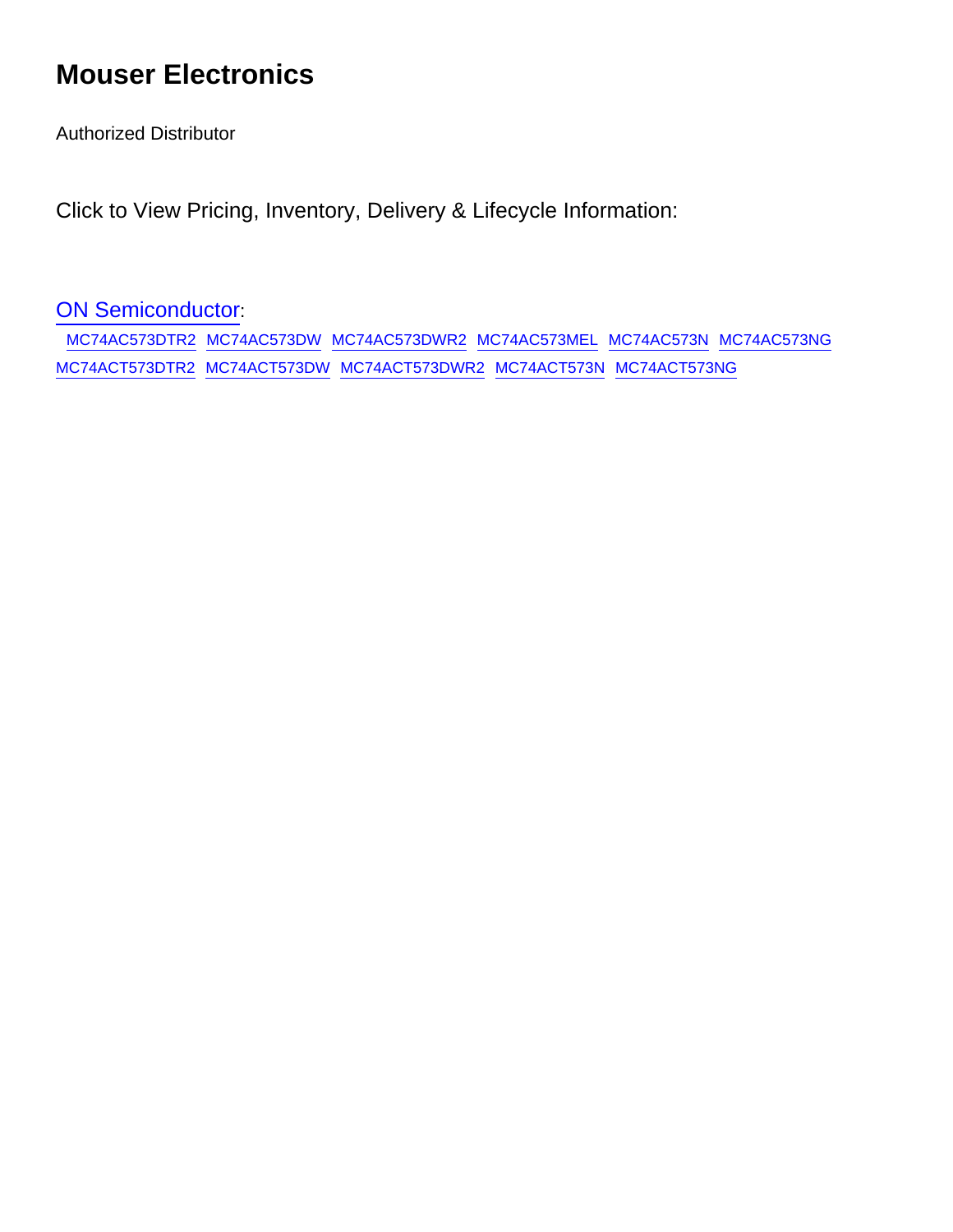# Mouser Electronics

Authorized Distributor

Click to View Pricing, Inventory, Delivery & Lifecycle Information:

ON Semiconductor:

MC74AC573DTR2 MC74AC573DW MC74AC573DWR2 MC74AC573MEL MC74AC573N MC74AC573NG
MC74ACT573DTR2 MC74ACT573DW MC74ACT573DWR2 MC74ACT573N MC74ACT573NG